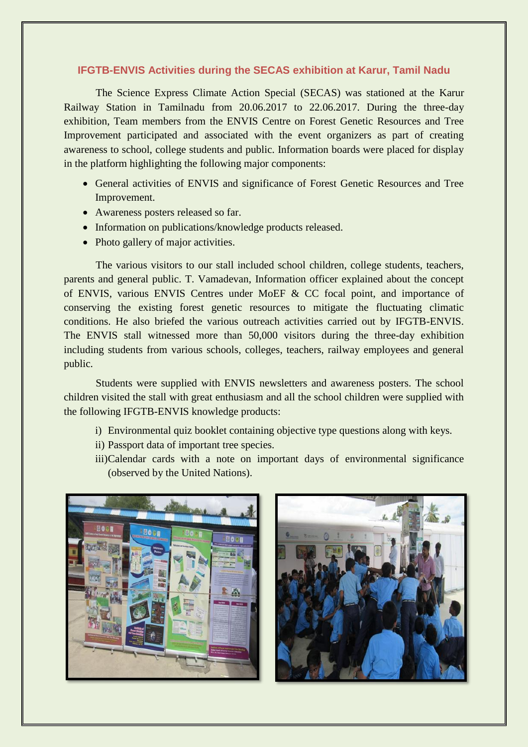## IFGTB-ENVIS Activities during the SECAS exhibition at Karur, Tamil Nadu

The Science Express Climate Action Special (SECAS) was stationed at the Karur Railway Station in Tamilnadu from 20.06.2017 to 22.06.2017. During the three-day exhibition, Team members from the ENVIS Centre on Forest Genetic Resources and Tree Improvement participated and associated with the event organizers as part of creating awareness to school, college students and public. Information boards were placed for display in the platform highlighting the following major components:

- General activities of ENVIS and significance of Forest Genetic Resources and Tree Improvement.
- Awareness posters released so far.
- Information on publications/knowledge products released.
- Photo gallery of major activities.

The various visitors to our stall included school children, college students, teachers, parents and general public. T. Vamadevan, Information officer explained about the concept of ENVIS, various ENVIS Centres under MoEF & CC focal point, and importance of conserving the existing forest genetic resources to mitigate the fluctuating climatic conditions. He also briefed the various outreach activities carried out by IFGTB-ENVIS. The ENVIS stall witnessed more than 50,000 visitors during the three-day exhibition including students from various schools, colleges, teachers, railway employees and general public.

Students were supplied with ENVIS newsletters and awareness posters. The school children visited the stall with great enthusiasm and all the school children were supplied with the following IFGTB-ENVIS knowledge products:

i) Environmental quiz booklet containing objective type questions along with keys.
ii) Passport data of important tree species.
iii) Calendar cards with a note on important days of environmental significance (observed by the United Nations).